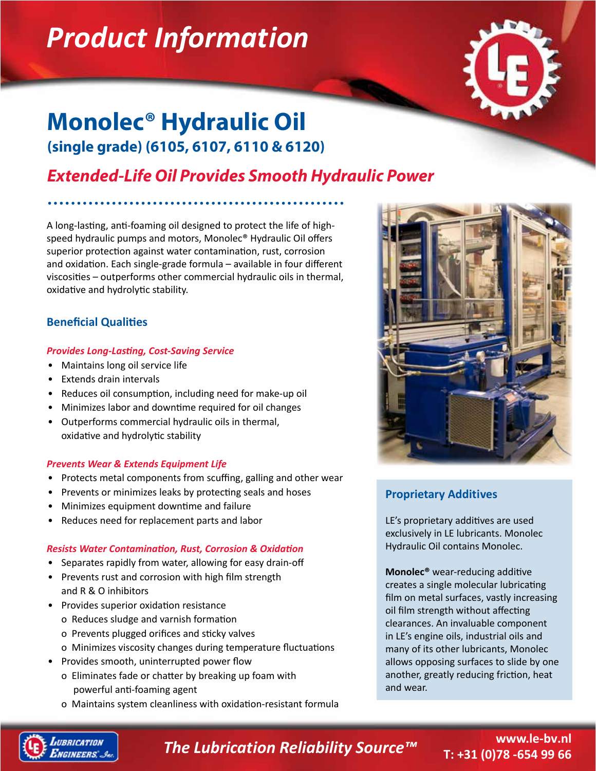# Product Information

# Monolec® Hydraulic Oil

## (single grade) (6105, 6107, 6110 & 6120)

## *Extended-Life Oil Provides Smooth Hydraulic Power*

A long-lasting, anti-foaming oil designed to protect the life of high-speed hydraulic pumps and motors, Monolec® Hydraulic Oil offers superior protection against water contamination, rust, corrosion and oxidation. Each single-grade formula – available in four different viscosities – outperforms other commercial hydraulic oils in thermal, oxidative and hydrolytic stability.

### Beneficial Qualities

#### *Provides Long-Lasting, Cost-Saving Service*

- Maintains long oil service life
- Extends drain intervals
- Reduces oil consumption, including need for make-up oil
- Minimizes labor and downtime required for oil changes
- Outperforms commercial hydraulic oils in thermal, oxidative and hydrolytic stability

#### *Prevents Wear & Extends Equipment Life*

- Protects metal components from scuffing, galling and other wear
- Prevents or minimizes leaks by protecting seals and hoses
- Minimizes equipment downtime and failure
- Reduces need for replacement parts and labor

#### *Resists Water Contamination, Rust, Corrosion & Oxidation*

- Separates rapidly from water, allowing for easy drain-off
- Prevents rust and corrosion with high film strength and R & O inhibitors
- Provides superior oxidation resistance
  - o Reduces sludge and varnish formation
  - o Prevents plugged orifices and sticky valves
  - o Minimizes viscosity changes during temperature fluctuations
- Provides smooth, uninterrupted power flow
  - o Eliminates fade or chatter by breaking up foam with powerful anti-foaming agent
  - o Maintains system cleanliness with oxidation-resistant formula

### Proprietary Additives

LE's proprietary additives are used exclusively in LE lubricants. Monolec Hydraulic Oil contains Monolec.

**Monolec®** wear-reducing additive creates a single molecular lubricating film on metal surfaces, vastly increasing oil film strength without affecting clearances. An invaluable component in LE's engine oils, industrial oils and many of its other lubricants, Monolec allows opposing surfaces to slide by one another, greatly reducing friction, heat and wear.

*The Lubrication Reliability Source™*

www.le-bv.nl
T: +31 (0)78 -654 99 66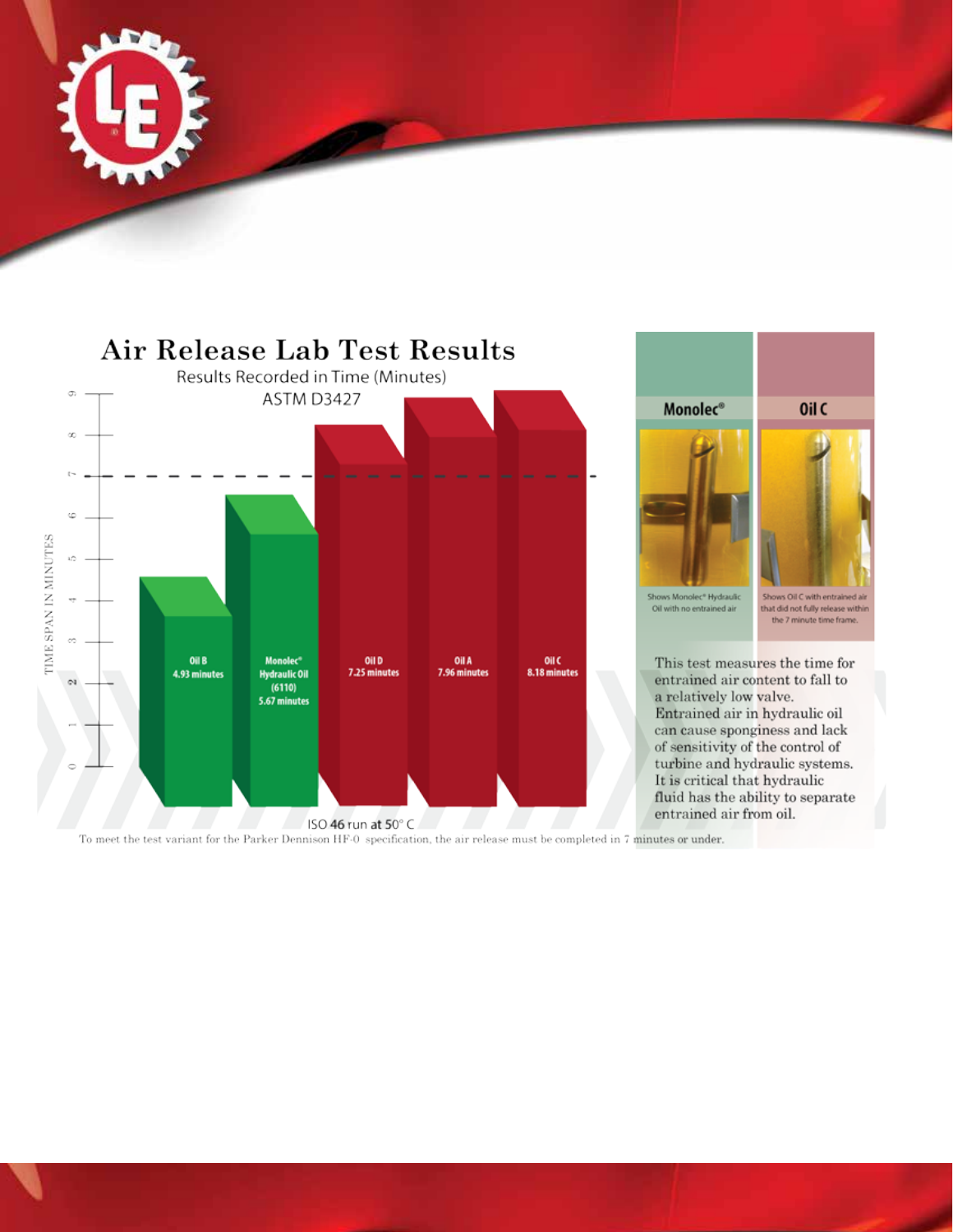# Air Release Lab Test Results

Results Recorded in Time (Minutes)

ASTM D3427

| Oil | Time |
|---|---|
| Oil B | 4.93 minutes |
| Monolec® Hydraulic Oil (6110) | 5.67 minutes |
| Oil D | 7.25 minutes |
| Oil A | 7.96 minutes |
| Oil C | 8.18 minutes |

TIME SPAN IN MINUTES

ISO **46** run at 50° C

To meet the test variant for the Parker Dennison HF-0 specification, the air release must be completed in 7 minutes or under.

**Monolec®**

Shows Monolec® Hydraulic Oil with no entrained air

**Oil C**

Shows Oil C with entrained air that did not fully release within the 7 minute time frame.

This test measures the time for entrained air content to fall to a relatively low valve. Entrained air in hydraulic oil can cause sponginess and lack of sensitivity of the control of turbine and hydraulic systems. It is critical that hydraulic fluid has the ability to separate entrained air from oil.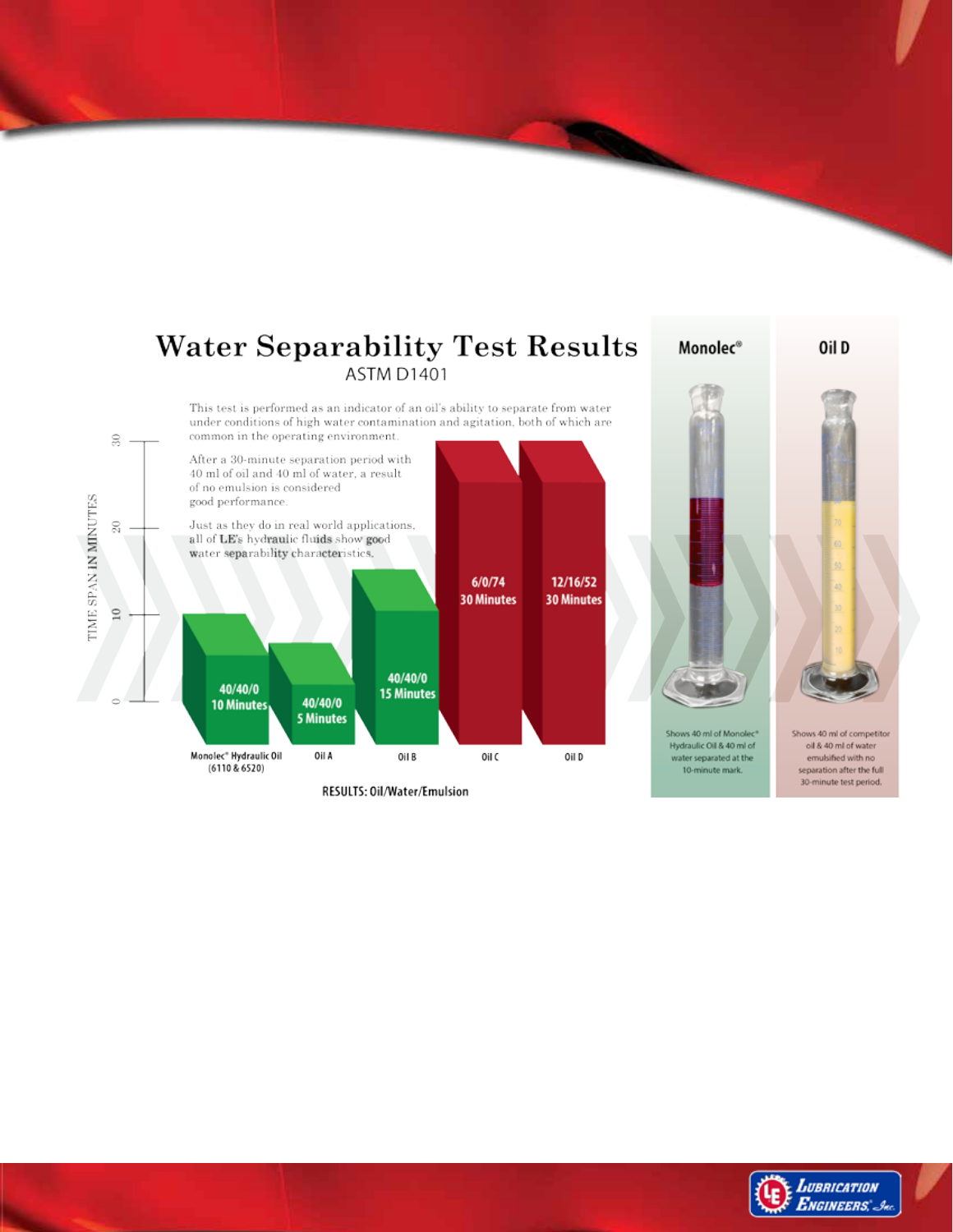# Water Separability Test Results

ASTM D1401

This test is performed as an indicator of an oil's ability to separate from water under conditions of high water contamination and agitation, both of which are common in the operating environment.

After a 30-minute separation period with 40 ml of oil and 40 ml of water, a result of no emulsion is considered good performance.

Just as they do in real world applications, all of **LE's** hydraulic fluids show good water separability characteristics.

| | Monolec® Hydraulic Oil (6110 & 6520) | Oil A | Oil B | Oil C | Oil D |
|---|---|---|---|---|---|
| Oil/Water/Emulsion | 40/40/0 | 40/40/0 | 40/40/0 | 6/0/74 | 12/16/52 |
| Time Span in Minutes | 10 Minutes | 5 Minutes | 15 Minutes | 30 Minutes | 30 Minutes |

RESULTS: Oil/Water/Emulsion

**Monolec®**

Shows 40 ml of Monolec® Hydraulic Oil & 40 ml of water separated at the 10-minute mark.

**Oil D**

Shows 40 ml of competitor oil & 40 ml of water emulsified with no separation after the full 30-minute test period.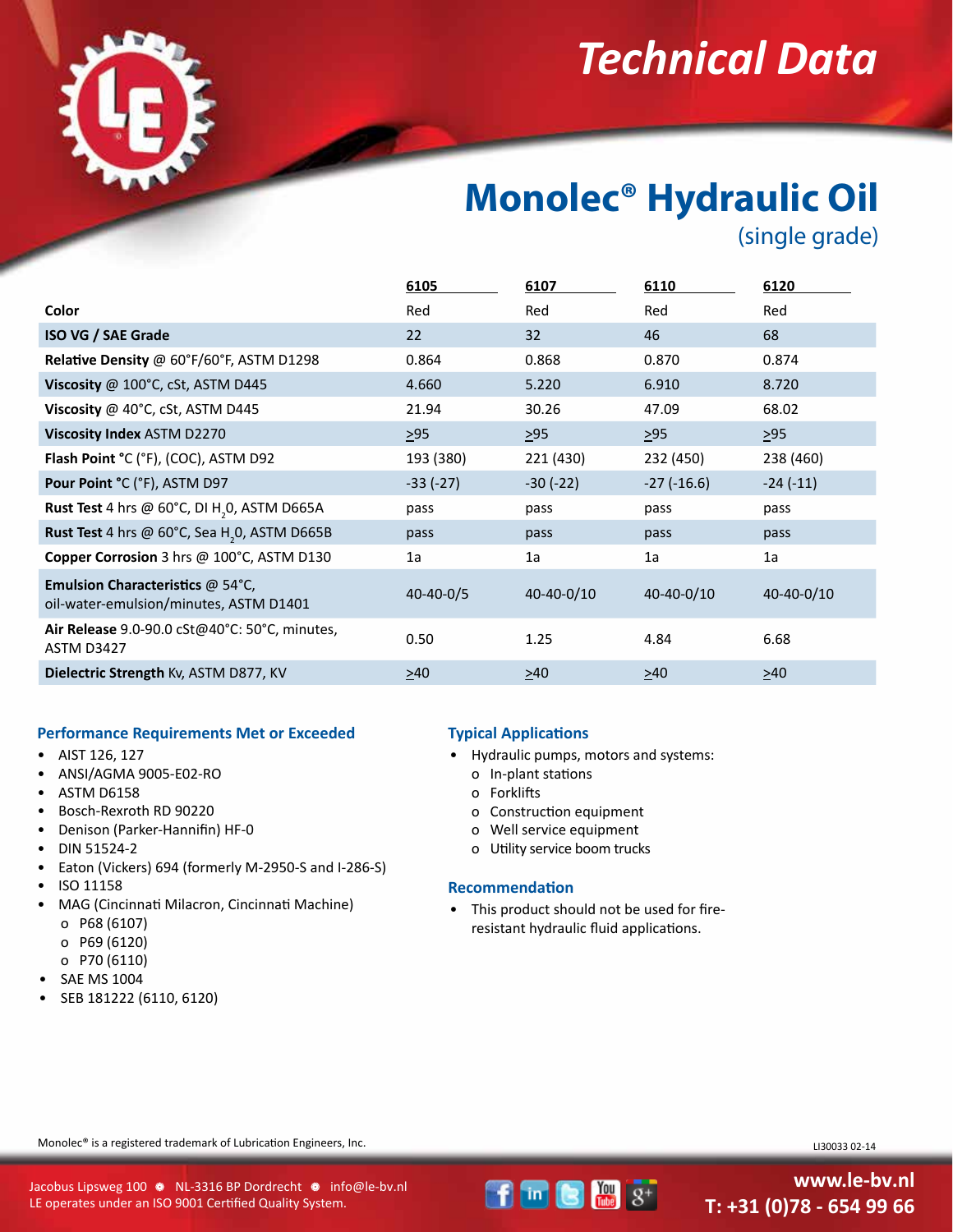# Technical Data

# Monolec® Hydraulic Oil

(single grade)

| | 6105 | 6107 | 6110 | 6120 |
|---|---|---|---|---|
| **Color** | Red | Red | Red | Red |
| **ISO VG / SAE Grade** | 22 | 32 | 46 | 68 |
| **Relative Density** @ 60°F/60°F, ASTM D1298 | 0.864 | 0.868 | 0.870 | 0.874 |
| **Viscosity** @ 100°C, cSt, ASTM D445 | 4.660 | 5.220 | 6.910 | 8.720 |
| **Viscosity** @ 40°C, cSt, ASTM D445 | 21.94 | 30.26 | 47.09 | 68.02 |
| **Viscosity Index** ASTM D2270 | ≥95 | ≥95 | ≥95 | ≥95 |
| **Flash Point** °C (°F), (COC), ASTM D92 | 193 (380) | 221 (430) | 232 (450) | 238 (460) |
| **Pour Point** °C (°F), ASTM D97 | -33 (-27) | -30 (-22) | -27 (-16.6) | -24 (-11) |
| **Rust Test** 4 hrs @ 60°C, DI $H_20$, ASTM D665A | pass | pass | pass | pass |
| **Rust Test** 4 hrs @ 60°C, Sea $H_20$, ASTM D665B | pass | pass | pass | pass |
| **Copper Corrosion** 3 hrs @ 100°C, ASTM D130 | 1a | 1a | 1a | 1a |
| **Emulsion Characteristics** @ 54°C, oil-water-emulsion/minutes, ASTM D1401 | 40-40-0/5 | 40-40-0/10 | 40-40-0/10 | 40-40-0/10 |
| **Air Release** 9.0-90.0 cSt@40°C: 50°C, minutes, ASTM D3427 | 0.50 | 1.25 | 4.84 | 6.68 |
| **Dielectric Strength** Kv, ASTM D877, KV | ≥40 | ≥40 | ≥40 | ≥40 |

### Performance Requirements Met or Exceeded

- AIST 126, 127
- ANSI/AGMA 9005-E02-RO
- ASTM D6158
- Bosch-Rexroth RD 90220
- Denison (Parker-Hannifin) HF-0
- DIN 51524-2
- Eaton (Vickers) 694 (formerly M-2950-S and I-286-S)
- ISO 11158
- MAG (Cincinnati Milacron, Cincinnati Machine)
  - P68 (6107)
  - P69 (6120)
  - P70 (6110)
- SAE MS 1004
- SEB 181222 (6110, 6120)

### Typical Applications

- Hydraulic pumps, motors and systems:
  - In-plant stations
  - Forklifts
  - Construction equipment
  - Well service equipment
  - Utility service boom trucks

### Recommendation

- This product should not be used for fire-resistant hydraulic fluid applications.

Monolec® is a registered trademark of Lubrication Engineers, Inc.

LI30033 02-14

Jacobus Lipsweg 100 • NL-3316 BP Dordrecht • info@le-bv.nl
LE operates under an ISO 9001 Certified Quality System.

www.le-bv.nl
T: +31 (0)78 - 654 99 66